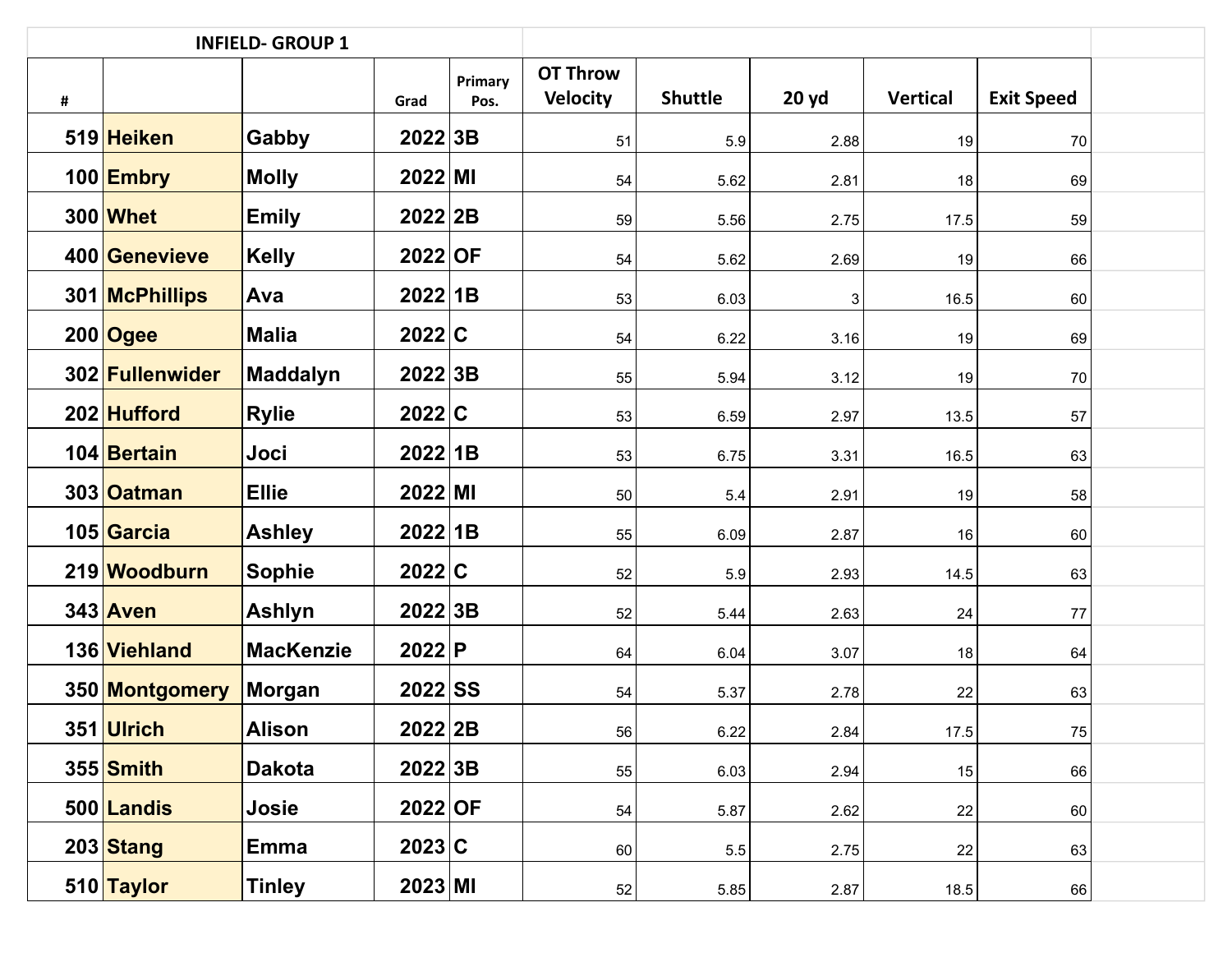## INFIELD- GROUP 1

| # | | | Grad | Primary Pos. | OT Throw Velocity | Shuttle | 20 yd | Vertical | Exit Speed |
|---|---|---|---|---|---|---|---|---|---|
| 519 | Heiken | Gabby | 2022 | 3B | 51 | 5.9 | 2.88 | 19 | 70 |
| 100 | Embry | Molly | 2022 | MI | 54 | 5.62 | 2.81 | 18 | 69 |
| 300 | Whet | Emily | 2022 | 2B | 59 | 5.56 | 2.75 | 17.5 | 59 |
| 400 | Genevieve | Kelly | 2022 | OF | 54 | 5.62 | 2.69 | 19 | 66 |
| 301 | McPhillips | Ava | 2022 | 1B | 53 | 6.03 | 3 | 16.5 | 60 |
| 200 | Ogee | Malia | 2022 | C | 54 | 6.22 | 3.16 | 19 | 69 |
| 302 | Fullenwider | Maddalyn | 2022 | 3B | 55 | 5.94 | 3.12 | 19 | 70 |
| 202 | Hufford | Rylie | 2022 | C | 53 | 6.59 | 2.97 | 13.5 | 57 |
| 104 | Bertain | Joci | 2022 | 1B | 53 | 6.75 | 3.31 | 16.5 | 63 |
| 303 | Oatman | Ellie | 2022 | MI | 50 | 5.4 | 2.91 | 19 | 58 |
| 105 | Garcia | Ashley | 2022 | 1B | 55 | 6.09 | 2.87 | 16 | 60 |
| 219 | Woodburn | Sophie | 2022 | C | 52 | 5.9 | 2.93 | 14.5 | 63 |
| 343 | Aven | Ashlyn | 2022 | 3B | 52 | 5.44 | 2.63 | 24 | 77 |
| 136 | Viehland | MacKenzie | 2022 | P | 64 | 6.04 | 3.07 | 18 | 64 |
| 350 | Montgomery | Morgan | 2022 | SS | 54 | 5.37 | 2.78 | 22 | 63 |
| 351 | Ulrich | Alison | 2022 | 2B | 56 | 6.22 | 2.84 | 17.5 | 75 |
| 355 | Smith | Dakota | 2022 | 3B | 55 | 6.03 | 2.94 | 15 | 66 |
| 500 | Landis | Josie | 2022 | OF | 54 | 5.87 | 2.62 | 22 | 60 |
| 203 | Stang | Emma | 2023 | C | 60 | 5.5 | 2.75 | 22 | 63 |
| 510 | Taylor | Tinley | 2023 | MI | 52 | 5.85 | 2.87 | 18.5 | 66 |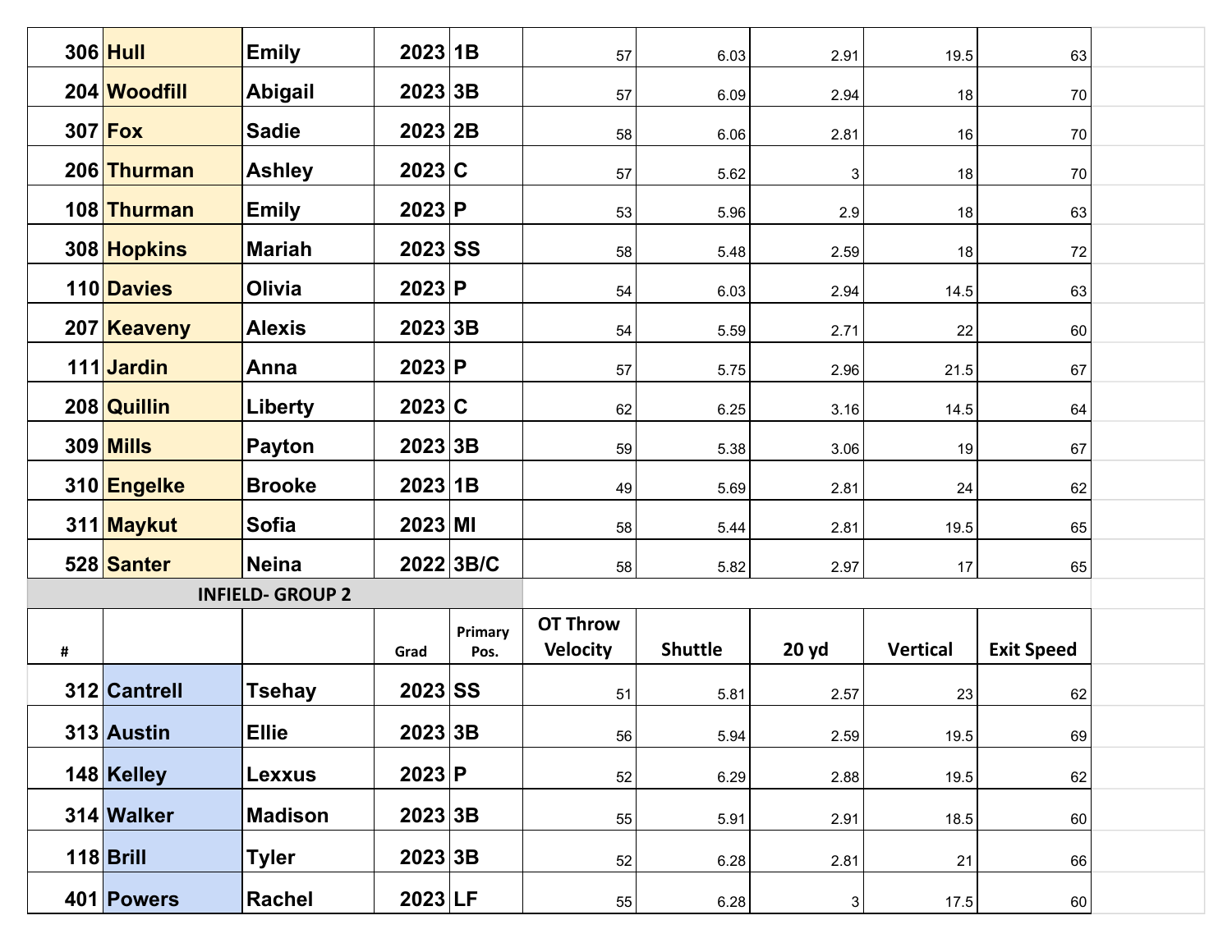| # | | | Grad | Primary Pos. | OT Throw Velocity | Shuttle | 20 yd | Vertical | Exit Speed |
|---|---|---|---|---|---|---|---|---|---|
| 306 | Hull | Emily | 2023 | 1B | 57 | 6.03 | 2.91 | 19.5 | 63 |
| 204 | Woodfill | Abigail | 2023 | 3B | 57 | 6.09 | 2.94 | 18 | 70 |
| 307 | Fox | Sadie | 2023 | 2B | 58 | 6.06 | 2.81 | 16 | 70 |
| 206 | Thurman | Ashley | 2023 | C | 57 | 5.62 | 3 | 18 | 70 |
| 108 | Thurman | Emily | 2023 | P | 53 | 5.96 | 2.9 | 18 | 63 |
| 308 | Hopkins | Mariah | 2023 | SS | 58 | 5.48 | 2.59 | 18 | 72 |
| 110 | Davies | Olivia | 2023 | P | 54 | 6.03 | 2.94 | 14.5 | 63 |
| 207 | Keaveny | Alexis | 2023 | 3B | 54 | 5.59 | 2.71 | 22 | 60 |
| 111 | Jardin | Anna | 2023 | P | 57 | 5.75 | 2.96 | 21.5 | 67 |
| 208 | Quillin | Liberty | 2023 | C | 62 | 6.25 | 3.16 | 14.5 | 64 |
| 309 | Mills | Payton | 2023 | 3B | 59 | 5.38 | 3.06 | 19 | 67 |
| 310 | Engelke | Brooke | 2023 | 1B | 49 | 5.69 | 2.81 | 24 | 62 |
| 311 | Maykut | Sofia | 2023 | MI | 58 | 5.44 | 2.81 | 19.5 | 65 |
| 528 | Santer | Neina | 2022 | 3B/C | 58 | 5.82 | 2.97 | 17 | 65 |

**INFIELD- GROUP 2**

| # | | | Grad | Primary Pos. | OT Throw Velocity | Shuttle | 20 yd | Vertical | Exit Speed |
|---|---|---|---|---|---|---|---|---|---|
| 312 | Cantrell | Tsehay | 2023 | SS | 51 | 5.81 | 2.57 | 23 | 62 |
| 313 | Austin | Ellie | 2023 | 3B | 56 | 5.94 | 2.59 | 19.5 | 69 |
| 148 | Kelley | Lexxus | 2023 | P | 52 | 6.29 | 2.88 | 19.5 | 62 |
| 314 | Walker | Madison | 2023 | 3B | 55 | 5.91 | 2.91 | 18.5 | 60 |
| 118 | Brill | Tyler | 2023 | 3B | 52 | 6.28 | 2.81 | 21 | 66 |
| 401 | Powers | Rachel | 2023 | LF | 55 | 6.28 | 3 | 17.5 | 60 |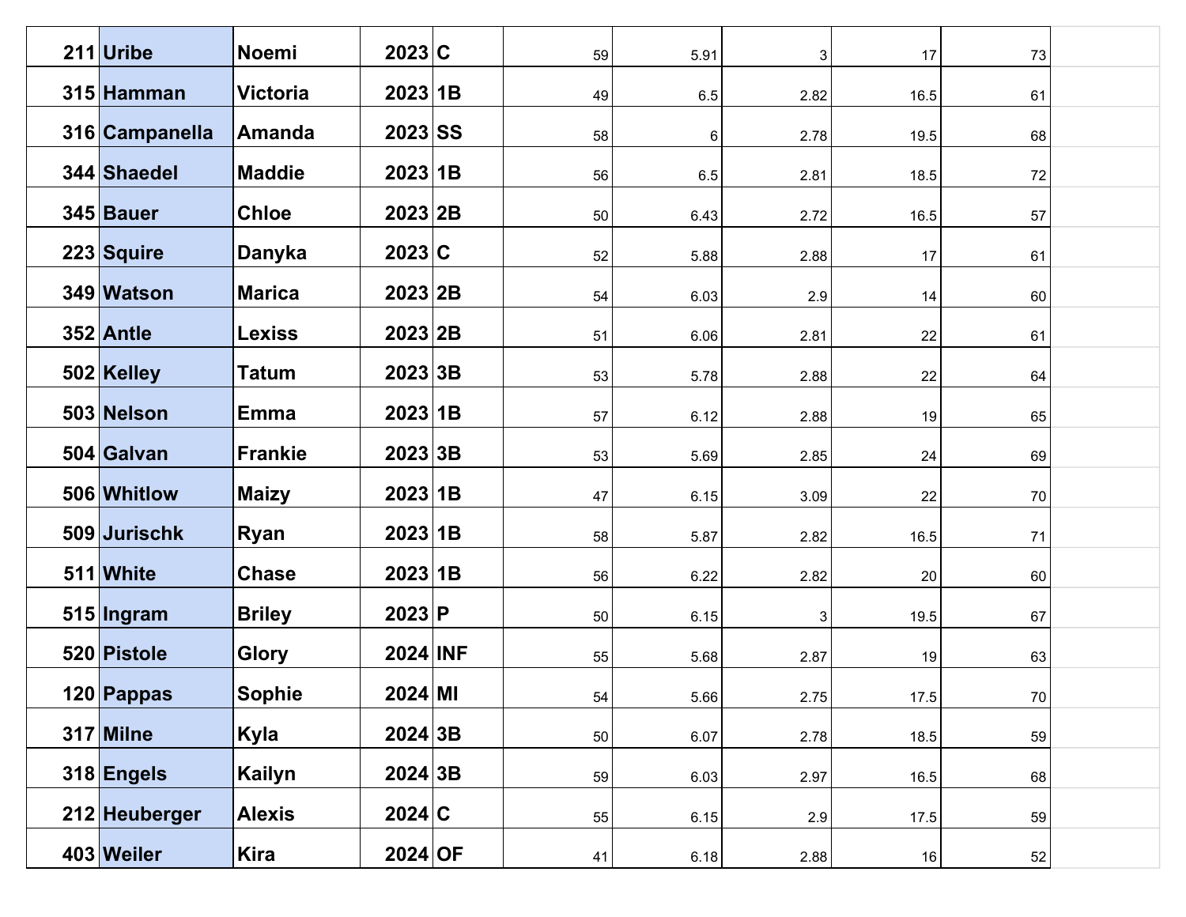| | | | | | | | | | | |
|---|---|---|---|---|---|---|---|---|---|---|
| 211 | Uribe | Noemi | 2023 | C | 59 | 5.91 | 3 | 17 | 73 | |
| 315 | Hamman | Victoria | 2023 | 1B | 49 | 6.5 | 2.82 | 16.5 | 61 | |
| 316 | Campanella | Amanda | 2023 | SS | 58 | 6 | 2.78 | 19.5 | 68 | |
| 344 | Shaedel | Maddie | 2023 | 1B | 56 | 6.5 | 2.81 | 18.5 | 72 | |
| 345 | Bauer | Chloe | 2023 | 2B | 50 | 6.43 | 2.72 | 16.5 | 57 | |
| 223 | Squire | Danyka | 2023 | C | 52 | 5.88 | 2.88 | 17 | 61 | |
| 349 | Watson | Marica | 2023 | 2B | 54 | 6.03 | 2.9 | 14 | 60 | |
| 352 | Antle | Lexiss | 2023 | 2B | 51 | 6.06 | 2.81 | 22 | 61 | |
| 502 | Kelley | Tatum | 2023 | 3B | 53 | 5.78 | 2.88 | 22 | 64 | |
| 503 | Nelson | Emma | 2023 | 1B | 57 | 6.12 | 2.88 | 19 | 65 | |
| 504 | Galvan | Frankie | 2023 | 3B | 53 | 5.69 | 2.85 | 24 | 69 | |
| 506 | Whitlow | Maizy | 2023 | 1B | 47 | 6.15 | 3.09 | 22 | 70 | |
| 509 | Jurischk | Ryan | 2023 | 1B | 58 | 5.87 | 2.82 | 16.5 | 71 | |
| 511 | White | Chase | 2023 | 1B | 56 | 6.22 | 2.82 | 20 | 60 | |
| 515 | Ingram | Briley | 2023 | P | 50 | 6.15 | 3 | 19.5 | 67 | |
| 520 | Pistole | Glory | 2024 | INF | 55 | 5.68 | 2.87 | 19 | 63 | |
| 120 | Pappas | Sophie | 2024 | MI | 54 | 5.66 | 2.75 | 17.5 | 70 | |
| 317 | Milne | Kyla | 2024 | 3B | 50 | 6.07 | 2.78 | 18.5 | 59 | |
| 318 | Engels | Kailyn | 2024 | 3B | 59 | 6.03 | 2.97 | 16.5 | 68 | |
| 212 | Heuberger | Alexis | 2024 | C | 55 | 6.15 | 2.9 | 17.5 | 59 | |
| 403 | Weiler | Kira | 2024 | OF | 41 | 6.18 | 2.88 | 16 | 52 | |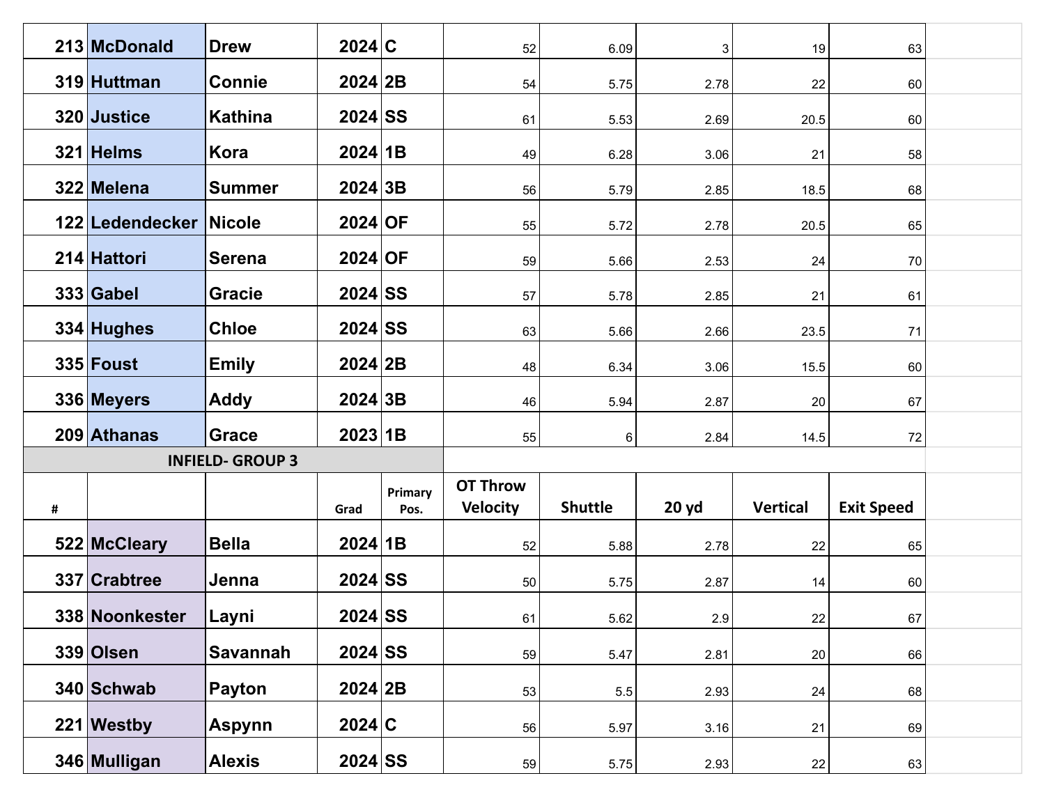| | | | | | | | | | | |
|---|---|---|---|---|---|---|---|---|---|---|
| 213 | McDonald | Drew | 2024 | C | 52 | 6.09 | 3 | 19 | 63 | |
| 319 | Huttman | Connie | 2024 | 2B | 54 | 5.75 | 2.78 | 22 | 60 | |
| 320 | Justice | Kathina | 2024 | SS | 61 | 5.53 | 2.69 | 20.5 | 60 | |
| 321 | Helms | Kora | 2024 | 1B | 49 | 6.28 | 3.06 | 21 | 58 | |
| 322 | Melena | Summer | 2024 | 3B | 56 | 5.79 | 2.85 | 18.5 | 68 | |
| 122 | Ledendecker | Nicole | 2024 | OF | 55 | 5.72 | 2.78 | 20.5 | 65 | |
| 214 | Hattori | Serena | 2024 | OF | 59 | 5.66 | 2.53 | 24 | 70 | |
| 333 | Gabel | Gracie | 2024 | SS | 57 | 5.78 | 2.85 | 21 | 61 | |
| 334 | Hughes | Chloe | 2024 | SS | 63 | 5.66 | 2.66 | 23.5 | 71 | |
| 335 | Foust | Emily | 2024 | 2B | 48 | 6.34 | 3.06 | 15.5 | 60 | |
| 336 | Meyers | Addy | 2024 | 3B | 46 | 5.94 | 2.87 | 20 | 67 | |
| 209 | Athanas | Grace | 2023 | 1B | 55 | 6 | 2.84 | 14.5 | 72 | |

**INFIELD- GROUP 3**

| # | | | Grad | Primary Pos. | OT Throw Velocity | Shuttle | 20 yd | Vertical | Exit Speed | |
|---|---|---|---|---|---|---|---|---|---|---|
| 522 | McCleary | Bella | 2024 | 1B | 52 | 5.88 | 2.78 | 22 | 65 | |
| 337 | Crabtree | Jenna | 2024 | SS | 50 | 5.75 | 2.87 | 14 | 60 | |
| 338 | Noonkester | Layni | 2024 | SS | 61 | 5.62 | 2.9 | 22 | 67 | |
| 339 | Olsen | Savannah | 2024 | SS | 59 | 5.47 | 2.81 | 20 | 66 | |
| 340 | Schwab | Payton | 2024 | 2B | 53 | 5.5 | 2.93 | 24 | 68 | |
| 221 | Westby | Aspynn | 2024 | C | 56 | 5.97 | 3.16 | 21 | 69 | |
| 346 | Mulligan | Alexis | 2024 | SS | 59 | 5.75 | 2.93 | 22 | 63 | |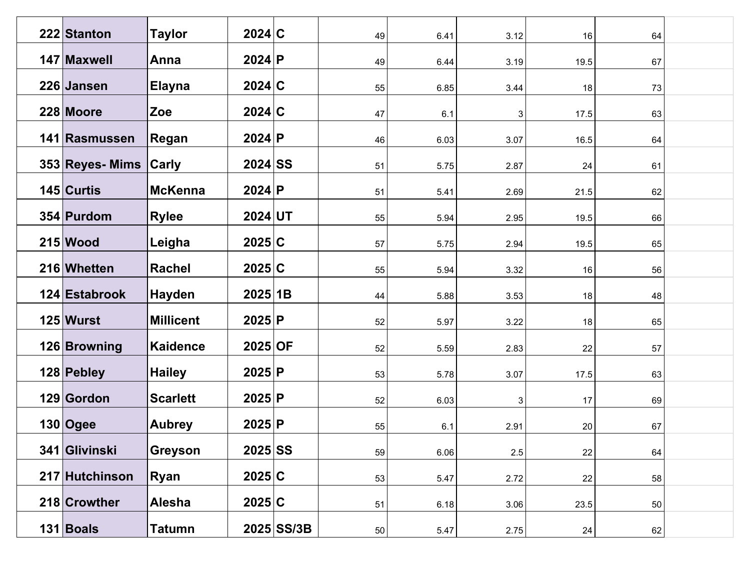| | | | | | | | | | | |
|---|---|---|---|---|---|---|---|---|---|---|
| **222** | **Stanton** | **Taylor** | **2024** | **C** | 49 | 6.41 | 3.12 | 16 | 64 | |
| **147** | **Maxwell** | **Anna** | **2024** | **P** | 49 | 6.44 | 3.19 | 19.5 | 67 | |
| **226** | **Jansen** | **Elayna** | **2024** | **C** | 55 | 6.85 | 3.44 | 18 | 73 | |
| **228** | **Moore** | **Zoe** | **2024** | **C** | 47 | 6.1 | 3 | 17.5 | 63 | |
| **141** | **Rasmussen** | **Regan** | **2024** | **P** | 46 | 6.03 | 3.07 | 16.5 | 64 | |
| **353** | **Reyes- Mims** | **Carly** | **2024** | **SS** | 51 | 5.75 | 2.87 | 24 | 61 | |
| **145** | **Curtis** | **McKenna** | **2024** | **P** | 51 | 5.41 | 2.69 | 21.5 | 62 | |
| **354** | **Purdom** | **Rylee** | **2024** | **UT** | 55 | 5.94 | 2.95 | 19.5 | 66 | |
| **215** | **Wood** | **Leigha** | **2025** | **C** | 57 | 5.75 | 2.94 | 19.5 | 65 | |
| **216** | **Whetten** | **Rachel** | **2025** | **C** | 55 | 5.94 | 3.32 | 16 | 56 | |
| **124** | **Estabrook** | **Hayden** | **2025** | **1B** | 44 | 5.88 | 3.53 | 18 | 48 | |
| **125** | **Wurst** | **Millicent** | **2025** | **P** | 52 | 5.97 | 3.22 | 18 | 65 | |
| **126** | **Browning** | **Kaidence** | **2025** | **OF** | 52 | 5.59 | 2.83 | 22 | 57 | |
| **128** | **Pebley** | **Hailey** | **2025** | **P** | 53 | 5.78 | 3.07 | 17.5 | 63 | |
| **129** | **Gordon** | **Scarlett** | **2025** | **P** | 52 | 6.03 | 3 | 17 | 69 | |
| **130** | **Ogee** | **Aubrey** | **2025** | **P** | 55 | 6.1 | 2.91 | 20 | 67 | |
| **341** | **Glivinski** | **Greyson** | **2025** | **SS** | 59 | 6.06 | 2.5 | 22 | 64 | |
| **217** | **Hutchinson** | **Ryan** | **2025** | **C** | 53 | 5.47 | 2.72 | 22 | 58 | |
| **218** | **Crowther** | **Alesha** | **2025** | **C** | 51 | 6.18 | 3.06 | 23.5 | 50 | |
| **131** | **Boals** | **Tatumn** | **2025** | **SS/3B** | 50 | 5.47 | 2.75 | 24 | 62 | |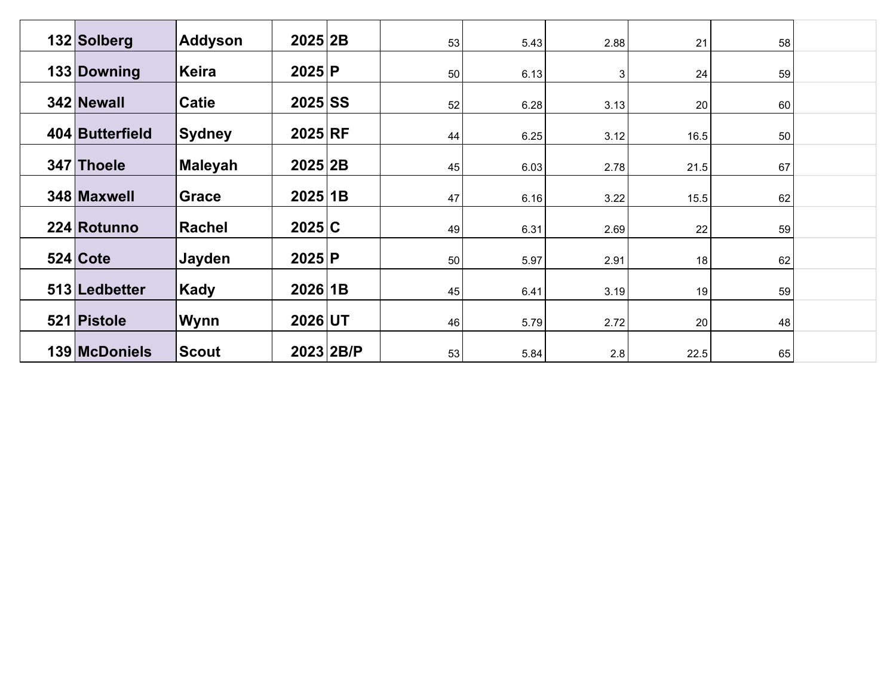| | | | | | | | | | | |
|---|---|---|---|---|---|---|---|---|---|---|
| 132 | Solberg | Addyson | 2025 | 2B | 53 | 5.43 | 2.88 | 21 | 58 | |
| 133 | Downing | Keira | 2025 | P | 50 | 6.13 | 3 | 24 | 59 | |
| 342 | Newall | Catie | 2025 | SS | 52 | 6.28 | 3.13 | 20 | 60 | |
| 404 | Butterfield | Sydney | 2025 | RF | 44 | 6.25 | 3.12 | 16.5 | 50 | |
| 347 | Thoele | Maleyah | 2025 | 2B | 45 | 6.03 | 2.78 | 21.5 | 67 | |
| 348 | Maxwell | Grace | 2025 | 1B | 47 | 6.16 | 3.22 | 15.5 | 62 | |
| 224 | Rotunno | Rachel | 2025 | C | 49 | 6.31 | 2.69 | 22 | 59 | |
| 524 | Cote | Jayden | 2025 | P | 50 | 5.97 | 2.91 | 18 | 62 | |
| 513 | Ledbetter | Kady | 2026 | 1B | 45 | 6.41 | 3.19 | 19 | 59 | |
| 521 | Pistole | Wynn | 2026 | UT | 46 | 5.79 | 2.72 | 20 | 48 | |
| 139 | McDoniels | Scout | 2023 | 2B/P | 53 | 5.84 | 2.8 | 22.5 | 65 | |